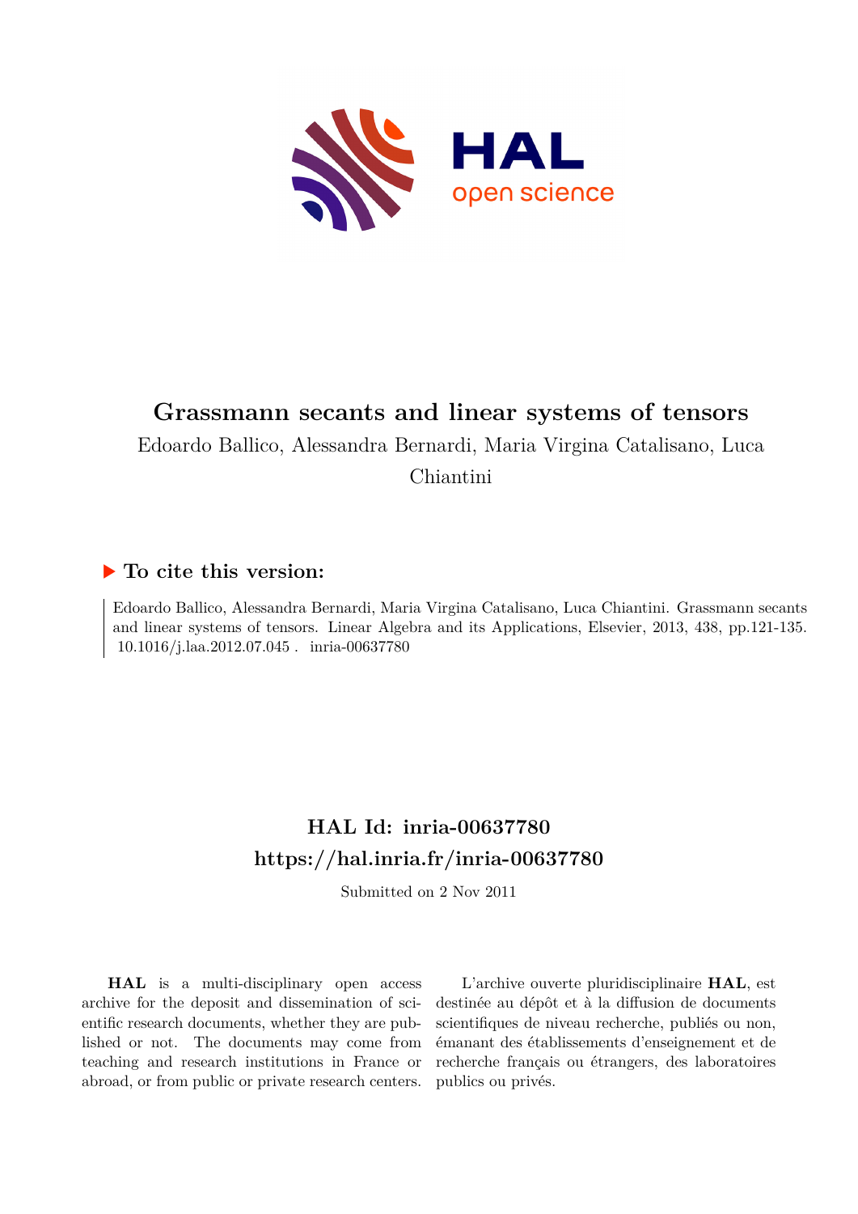# Grassmann secants and linear systems of tensors

Edoardo Ballico, Alessandra Bernardi, Maria Virgina Catalisano, Luca Chiantini

## ▶ To cite this version:

Edoardo Ballico, Alessandra Bernardi, Maria Virgina Catalisano, Luca Chiantini. Grassmann secants and linear systems of tensors. Linear Algebra and its Applications, Elsevier, 2013, 438, pp.121-135. 10.1016/j.laa.2012.07.045 . inria-00637780

## HAL Id: inria-00637780

## https://hal.inria.fr/inria-00637780

Submitted on 2 Nov 2011

**HAL** is a multi-disciplinary open access archive for the deposit and dissemination of scientific research documents, whether they are published or not. The documents may come from teaching and research institutions in France or abroad, or from public or private research centers.

L'archive ouverte pluridisciplinaire **HAL**, est destinée au dépôt et à la diffusion de documents scientifiques de niveau recherche, publiés ou non, émanant des établissements d'enseignement et de recherche français ou étrangers, des laboratoires publics ou privés.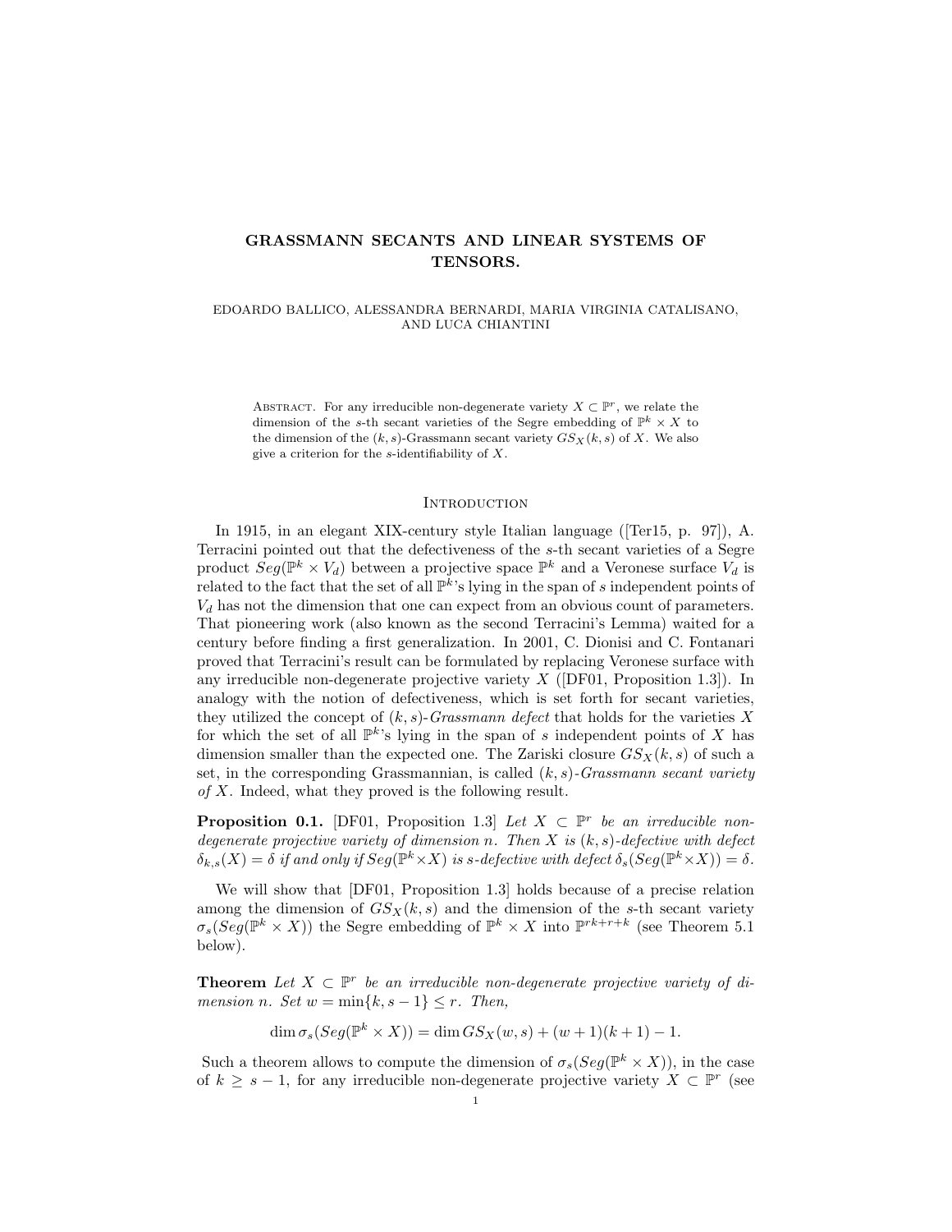# GRASSMANN SECANTS AND LINEAR SYSTEMS OF TENSORS.

EDOARDO BALLICO, ALESSANDRA BERNARDI, MARIA VIRGINIA CATALISANO, AND LUCA CHIANTINI

Abstract. For any irreducible non-degenerate variety $X \subset \mathbb{P}^r$, we relate the dimension of the $s$-th secant varieties of the Segre embedding of $\mathbb{P}^k \times X$ to the dimension of the $(k,s)$-Grassmann secant variety $GS_X(k,s)$ of $X$. We also give a criterion for the $s$-identifiability of $X$.

## Introduction

In 1915, in an elegant XIX-century style Italian language ([Ter15, p. 97]), A. Terracini pointed out that the defectiveness of the $s$-th secant varieties of a Segre product $Seg(\mathbb{P}^k \times V_d)$ between a projective space $\mathbb{P}^k$ and a Veronese surface $V_d$ is related to the fact that the set of all $\mathbb{P}^k$'s lying in the span of $s$ independent points of $V_d$ has not the dimension that one can expect from an obvious count of parameters. That pioneering work (also known as the second Terracini's Lemma) waited for a century before finding a first generalization. In 2001, C. Dionisi and C. Fontanari proved that Terracini's result can be formulated by replacing Veronese surface with any irreducible non-degenerate projective variety $X$ ([DF01, Proposition 1.3]). In analogy with the notion of defectiveness, which is set forth for secant varieties, they utilized the concept of $(k,s)$-*Grassmann defect* that holds for the varieties $X$ for which the set of all $\mathbb{P}^k$'s lying in the span of $s$ independent points of $X$ has dimension smaller than the expected one. The Zariski closure $GS_X(k,s)$ of such a set, in the corresponding Grassmannian, is called $(k,s)$-*Grassmann secant variety of* $X$. Indeed, what they proved is the following result.

**Proposition 0.1.** [DF01, Proposition 1.3] *Let $X \subset \mathbb{P}^r$ be an irreducible non-degenerate projective variety of dimension $n$. Then $X$ is $(k,s)$-defective with defect $\delta_{k,s}(X) = \delta$ if and only if $Seg(\mathbb{P}^k \times X)$ is $s$-defective with defect $\delta_s(Seg(\mathbb{P}^k \times X)) = \delta$.*

We will show that [DF01, Proposition 1.3] holds because of a precise relation among the dimension of $GS_X(k,s)$ and the dimension of the $s$-th secant variety $\sigma_s(Seg(\mathbb{P}^k \times X))$ the Segre embedding of $\mathbb{P}^k \times X$ into $\mathbb{P}^{rk+r+k}$ (see Theorem 5.1 below).

**Theorem** *Let $X \subset \mathbb{P}^r$ be an irreducible non-degenerate projective variety of dimension $n$. Set $w = \min\{k, s-1\} \leq r$. Then,*

$$\dim \sigma_s(Seg(\mathbb{P}^k \times X)) = \dim GS_X(w,s) + (w+1)(k+1) - 1.$$

Such a theorem allows to compute the dimension of $\sigma_s(Seg(\mathbb{P}^k \times X))$, in the case of $k \geq s-1$, for any irreducible non-degenerate projective variety $X \subset \mathbb{P}^r$ (see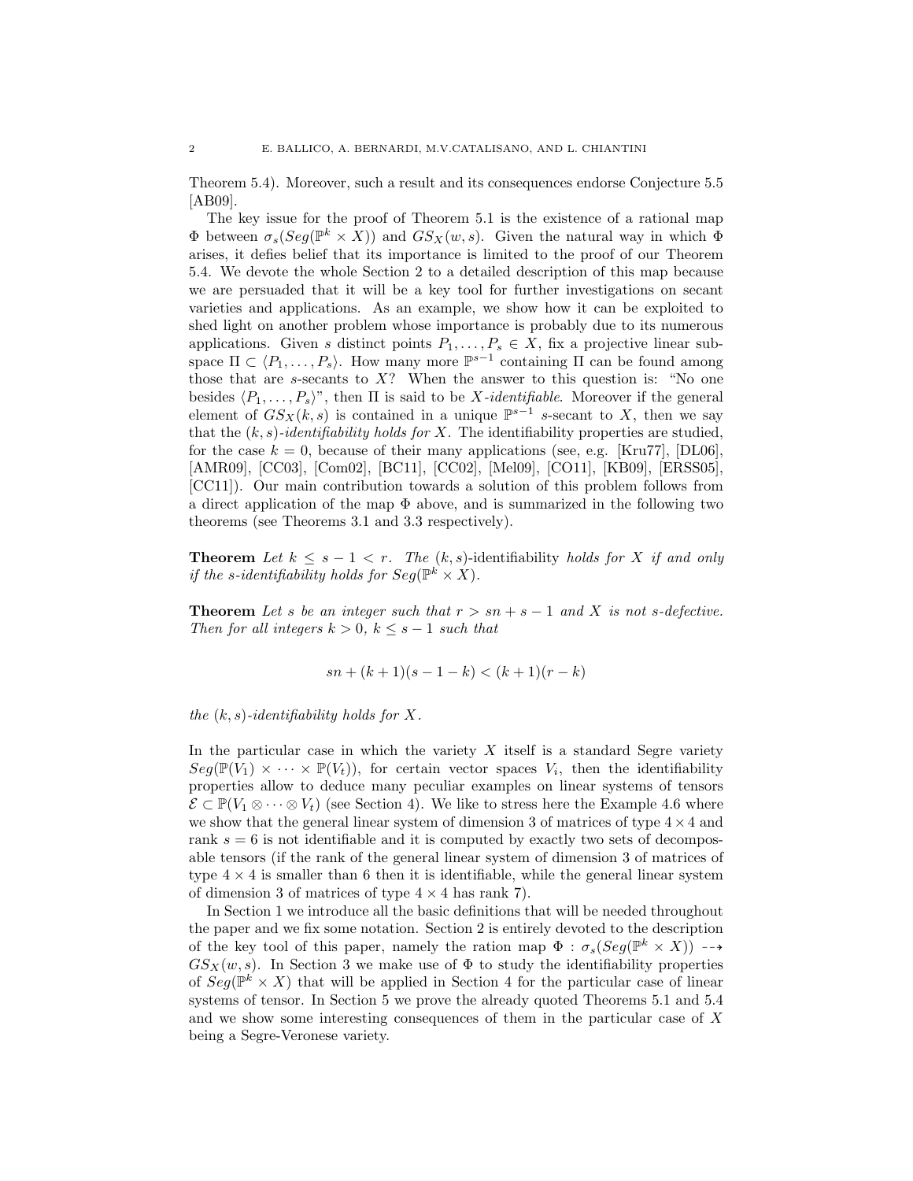Theorem 5.4). Moreover, such a result and its consequences endorse Conjecture 5.5 [AB09].

The key issue for the proof of Theorem 5.1 is the existence of a rational map $\Phi$ between $\sigma_s(Seg(\mathbb{P}^k \times X))$ and $GS_X(w,s)$. Given the natural way in which $\Phi$ arises, it defies belief that its importance is limited to the proof of our Theorem 5.4. We devote the whole Section 2 to a detailed description of this map because we are persuaded that it will be a key tool for further investigations on secant varieties and applications. As an example, we show how it can be exploited to shed light on another problem whose importance is probably due to its numerous applications. Given $s$ distinct points $P_1, \ldots, P_s \in X$, fix a projective linear subspace $\Pi \subset \langle P_1, \ldots, P_s \rangle$. How many more $\mathbb{P}^{s-1}$ containing $\Pi$ can be found among those that are $s$-secants to $X$? When the answer to this question is: "No one besides $\langle P_1, \ldots, P_s \rangle$", then $\Pi$ is said to be *$X$-identifiable*. Moreover if the general element of $GS_X(k,s)$ is contained in a unique $\mathbb{P}^{s-1}$ $s$-secant to $X$, then we say that the *$(k,s)$-identifiability holds for $X$*. The identifiability properties are studied, for the case $k=0$, because of their many applications (see, e.g. [Kru77], [DL06], [AMR09], [CC03], [Com02], [BC11], [CC02], [Mel09], [CO11], [KB09], [ERSS05], [CC11]). Our main contribution towards a solution of this problem follows from a direct application of the map $\Phi$ above, and is summarized in the following two theorems (see Theorems 3.1 and 3.3 respectively).

**Theorem** *Let $k \leq s-1 < r$. The $(k,s)$-identifiability holds for $X$ if and only if the $s$-identifiability holds for $Seg(\mathbb{P}^k \times X)$.*

**Theorem** *Let $s$ be an integer such that $r > sn + s - 1$ and $X$ is not $s$-defective. Then for all integers $k > 0$, $k \leq s-1$ such that*

$$sn + (k+1)(s-1-k) < (k+1)(r-k)$$

*the $(k,s)$-identifiability holds for $X$.*

In the particular case in which the variety $X$ itself is a standard Segre variety $Seg(\mathbb{P}(V_1) \times \cdots \times \mathbb{P}(V_t))$, for certain vector spaces $V_i$, then the identifiability properties allow to deduce many peculiar examples on linear systems of tensors $\mathcal{E} \subset \mathbb{P}(V_1 \otimes \cdots \otimes V_t)$ (see Section 4). We like to stress here the Example 4.6 where we show that the general linear system of dimension 3 of matrices of type $4 \times 4$ and rank $s = 6$ is not identifiable and it is computed by exactly two sets of decomposable tensors (if the rank of the general linear system of dimension 3 of matrices of type $4 \times 4$ is smaller than 6 then it is identifiable, while the general linear system of dimension 3 of matrices of type $4 \times 4$ has rank 7).

In Section 1 we introduce all the basic definitions that will be needed throughout the paper and we fix some notation. Section 2 is entirely devoted to the description of the key tool of this paper, namely the ration map $\Phi : \sigma_s(Seg(\mathbb{P}^k \times X)) \dashrightarrow GS_X(w,s)$. In Section 3 we make use of $\Phi$ to study the identifiability properties of $Seg(\mathbb{P}^k \times X)$ that will be applied in Section 4 for the particular case of linear systems of tensor. In Section 5 we prove the already quoted Theorems 5.1 and 5.4 and we show some interesting consequences of them in the particular case of $X$ being a Segre-Veronese variety.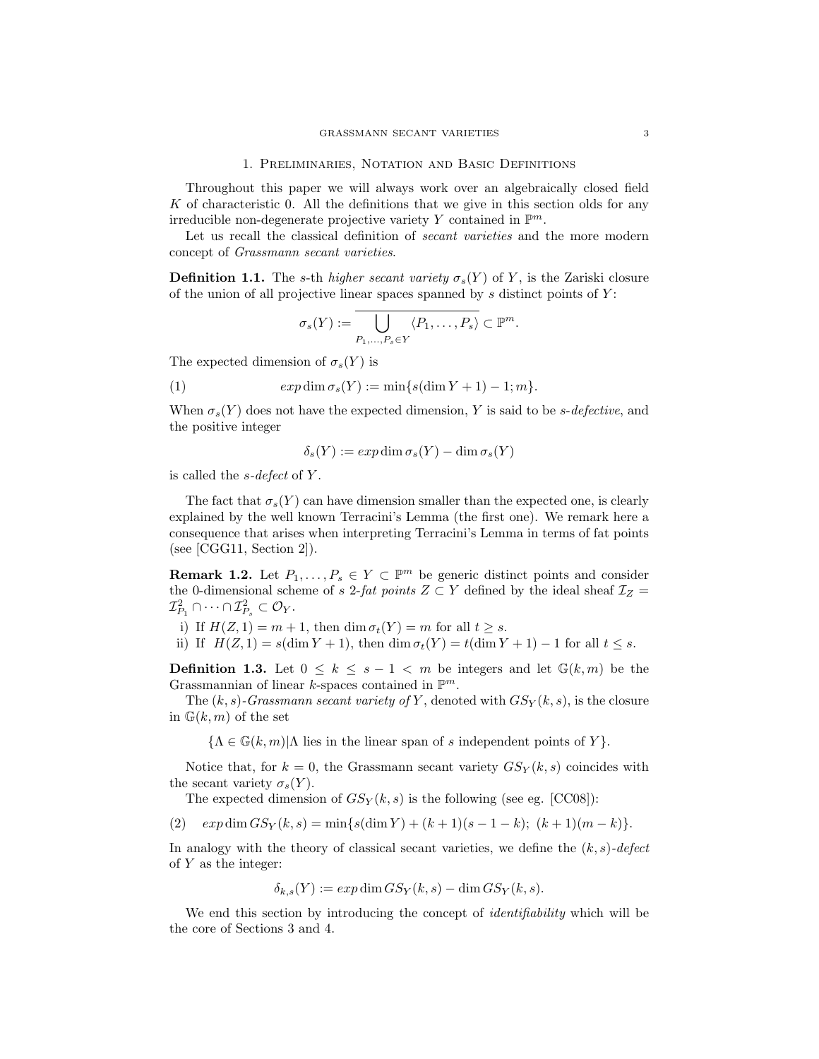## 1. Preliminaries, Notation and Basic Definitions

Throughout this paper we will always work over an algebraically closed field $K$ of characteristic 0. All the definitions that we give in this section olds for any irreducible non-degenerate projective variety $Y$ contained in $\mathbb{P}^m$.

Let us recall the classical definition of *secant varieties* and the more modern concept of *Grassmann secant varieties*.

**Definition 1.1.** The $s$-th *higher secant variety* $\sigma_s(Y)$ of $Y$, is the Zariski closure of the union of all projective linear spaces spanned by $s$ distinct points of $Y$:

$$\sigma_s(Y) := \overline{\bigcup_{P_1,\ldots,P_s \in Y} \langle P_1, \ldots, P_s \rangle} \subset \mathbb{P}^m.$$

The expected dimension of $\sigma_s(Y)$ is

$$exp\dim \sigma_s(Y) := \min\{s(\dim Y + 1) - 1; m\}. \tag{1}$$

When $\sigma_s(Y)$ does not have the expected dimension, $Y$ is said to be *$s$-defective*, and the positive integer

$$\delta_s(Y) := exp\dim \sigma_s(Y) - \dim \sigma_s(Y)$$

is called the *$s$-defect* of $Y$.

The fact that $\sigma_s(Y)$ can have dimension smaller than the expected one, is clearly explained by the well known Terracini's Lemma (the first one). We remark here a consequence that arises when interpreting Terracini's Lemma in terms of fat points (see [CGG11, Section 2]).

**Remark 1.2.** Let $P_1, \ldots, P_s \in Y \subset \mathbb{P}^m$ be generic distinct points and consider the 0-dimensional scheme of $s$ 2-*fat points* $Z \subset Y$ defined by the ideal sheaf $\mathcal{I}_Z = \mathcal{I}_{P_1}^2 \cap \cdots \cap \mathcal{I}_{P_s}^2 \subset \mathcal{O}_Y$.

i) If $H(Z, 1) = m + 1$, then $\dim \sigma_t(Y) = m$ for all $t \geq s$.

ii) If $H(Z, 1) = s(\dim Y + 1)$, then $\dim \sigma_t(Y) = t(\dim Y + 1) - 1$ for all $t \leq s$.

**Definition 1.3.** Let $0 \leq k \leq s - 1 < m$ be integers and let $\mathbb{G}(k, m)$ be the Grassmannian of linear $k$-spaces contained in $\mathbb{P}^m$.

The *$(k, s)$-Grassmann secant variety of $Y$*, denoted with $GS_Y(k, s)$, is the closure in $\mathbb{G}(k, m)$ of the set

$$\{\Lambda \in \mathbb{G}(k, m) | \Lambda \text{ lies in the linear span of } s \text{ independent points of } Y\}.$$

Notice that, for $k = 0$, the Grassmann secant variety $GS_Y(k, s)$ coincides with the secant variety $\sigma_s(Y)$.

The expected dimension of $GS_Y(k, s)$ is the following (see eg. [CC08]):

$$exp\dim GS_Y(k, s) = \min\{s(\dim Y) + (k + 1)(s - 1 - k);\ (k + 1)(m - k)\}. \tag{2}$$

In analogy with the theory of classical secant varieties, we define the *$(k, s)$-defect* of $Y$ as the integer:

$$\delta_{k,s}(Y) := exp\dim GS_Y(k, s) - \dim GS_Y(k, s).$$

We end this section by introducing the concept of *identifiability* which will be the core of Sections 3 and 4.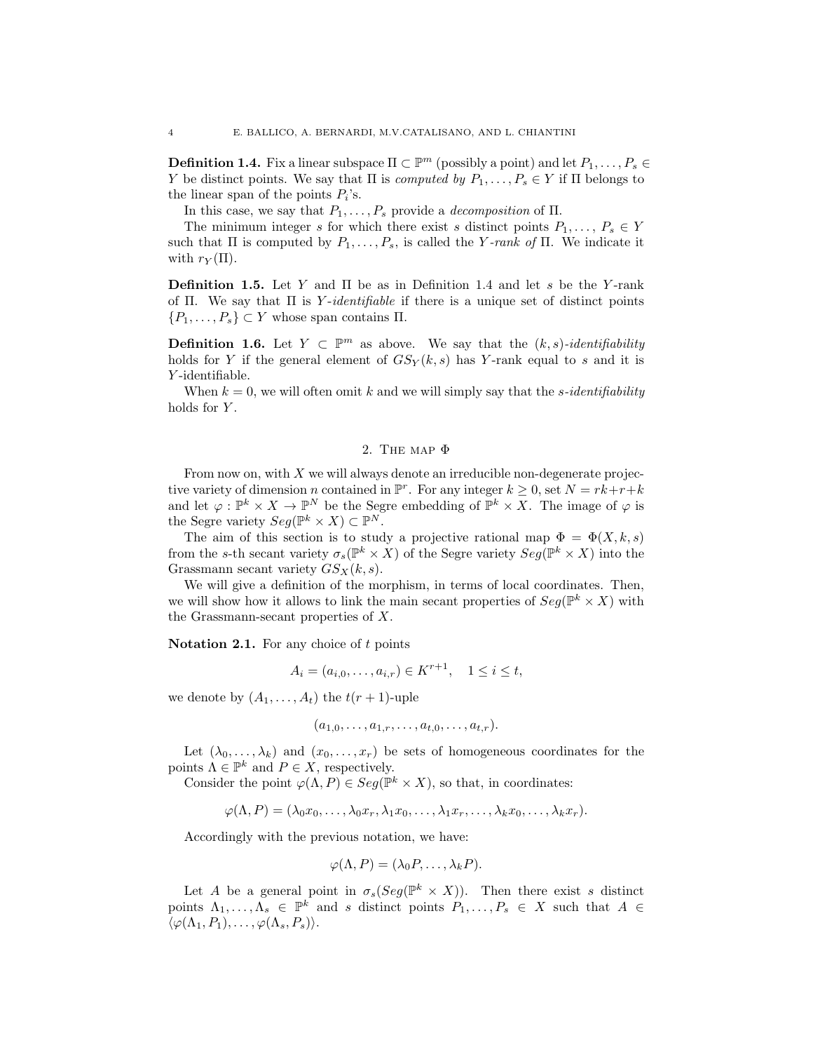**Definition 1.4.** Fix a linear subspace $\Pi \subset \mathbb{P}^m$ (possibly a point) and let $P_1, \dots, P_s \in Y$ be distinct points. We say that $\Pi$ is *computed by* $P_1, \dots, P_s \in Y$ if $\Pi$ belongs to the linear span of the points $P_i$'s.

In this case, we say that $P_1, \dots, P_s$ provide a *decomposition* of $\Pi$.

The minimum integer $s$ for which there exist $s$ distinct points $P_1, \dots, P_s \in Y$ such that $\Pi$ is computed by $P_1, \dots, P_s$, is called the *$Y$-rank of* $\Pi$. We indicate it with $r_Y(\Pi)$.

**Definition 1.5.** Let $Y$ and $\Pi$ be as in Definition 1.4 and let $s$ be the $Y$-rank of $\Pi$. We say that $\Pi$ is *$Y$-identifiable* if there is a unique set of distinct points $\{P_1, \dots, P_s\} \subset Y$ whose span contains $\Pi$.

**Definition 1.6.** Let $Y \subset \mathbb{P}^m$ as above. We say that the *$(k,s)$-identifiability* holds for $Y$ if the general element of $GS_Y(k,s)$ has $Y$-rank equal to $s$ and it is $Y$-identifiable.

When $k = 0$, we will often omit $k$ and we will simply say that the *$s$-identifiability* holds for $Y$.

## 2. The map $\Phi$

From now on, with $X$ we will always denote an irreducible non-degenerate projective variety of dimension $n$ contained in $\mathbb{P}^r$. For any integer $k \geq 0$, set $N = rk + r + k$ and let $\varphi : \mathbb{P}^k \times X \to \mathbb{P}^N$ be the Segre embedding of $\mathbb{P}^k \times X$. The image of $\varphi$ is the Segre variety $Seg(\mathbb{P}^k \times X) \subset \mathbb{P}^N$.

The aim of this section is to study a projective rational map $\Phi = \Phi(X, k, s)$ from the $s$-th secant variety $\sigma_s(\mathbb{P}^k \times X)$ of the Segre variety $Seg(\mathbb{P}^k \times X)$ into the Grassmann secant variety $GS_X(k,s)$.

We will give a definition of the morphism, in terms of local coordinates. Then, we will show how it allows to link the main secant properties of $Seg(\mathbb{P}^k \times X)$ with the Grassmann-secant properties of $X$.

**Notation 2.1.** For any choice of $t$ points

$$A_i = (a_{i,0}, \dots, a_{i,r}) \in K^{r+1}, \quad 1 \leq i \leq t,$$

we denote by $(A_1, \dots, A_t)$ the $t(r+1)$-uple

$$(a_{1,0}, \dots, a_{1,r}, \dots, a_{t,0}, \dots, a_{t,r}).$$

Let $(\lambda_0, \dots, \lambda_k)$ and $(x_0, \dots, x_r)$ be sets of homogeneous coordinates for the points $\Lambda \in \mathbb{P}^k$ and $P \in X$, respectively.

Consider the point $\varphi(\Lambda, P) \in Seg(\mathbb{P}^k \times X)$, so that, in coordinates:

$$\varphi(\Lambda, P) = (\lambda_0 x_0, \dots, \lambda_0 x_r, \lambda_1 x_0, \dots, \lambda_1 x_r, \dots, \lambda_k x_0, \dots, \lambda_k x_r).$$

Accordingly with the previous notation, we have:

$$\varphi(\Lambda, P) = (\lambda_0 P, \dots, \lambda_k P).$$

Let $A$ be a general point in $\sigma_s(Seg(\mathbb{P}^k \times X))$. Then there exist $s$ distinct points $\Lambda_1, \dots, \Lambda_s \in \mathbb{P}^k$ and $s$ distinct points $P_1, \dots, P_s \in X$ such that $A \in \langle \varphi(\Lambda_1, P_1), \dots, \varphi(\Lambda_s, P_s) \rangle$.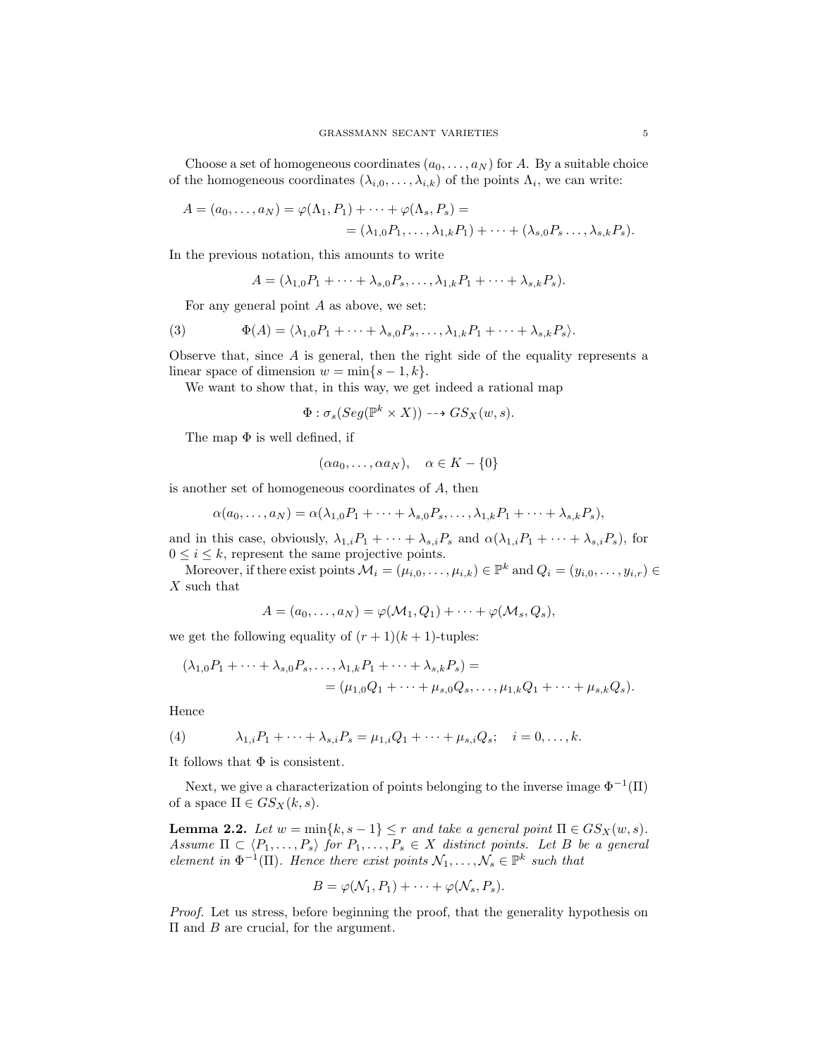Choose a set of homogeneous coordinates $(a_0, \dots, a_N)$ for $A$. By a suitable choice of the homogeneous coordinates $(\lambda_{i,0}, \dots, \lambda_{i,k})$ of the points $\Lambda_i$, we can write:

$$
\begin{aligned}
A = (a_0, \dots, a_N) = \varphi(\Lambda_1, P_1) + \cdots + \varphi(\Lambda_s, P_s) = \\
= (\lambda_{1,0}P_1, \dots, \lambda_{1,k}P_1) + \cdots + (\lambda_{s,0}P_s \dots, \lambda_{s,k}P_s).
\end{aligned}
$$

In the previous notation, this amounts to write

$$
A = (\lambda_{1,0}P_1 + \cdots + \lambda_{s,0}P_s, \dots, \lambda_{1,k}P_1 + \cdots + \lambda_{s,k}P_s).
$$

For any general point $A$ as above, we set:

$$
\Phi(A) = \langle \lambda_{1,0}P_1 + \cdots + \lambda_{s,0}P_s, \dots, \lambda_{1,k}P_1 + \cdots + \lambda_{s,k}P_s \rangle. \tag{3}
$$

Observe that, since $A$ is general, then the right side of the equality represents a linear space of dimension $w = \min\{s-1, k\}$.

We want to show that, in this way, we get indeed a rational map

$$
\Phi : \sigma_s(Seg(\mathbb{P}^k \times X)) \dashrightarrow GS_X(w, s).
$$

The map $\Phi$ is well defined, if

$$
(\alpha a_0, \dots, \alpha a_N), \quad \alpha \in K - \{0\}
$$

is another set of homogeneous coordinates of $A$, then

$$
\alpha(a_0, \dots, a_N) = \alpha(\lambda_{1,0}P_1 + \cdots + \lambda_{s,0}P_s, \dots, \lambda_{1,k}P_1 + \cdots + \lambda_{s,k}P_s),
$$

and in this case, obviously, $\lambda_{1,i}P_1 + \cdots + \lambda_{s,i}P_s$ and $\alpha(\lambda_{1,i}P_1 + \cdots + \lambda_{s,i}P_s)$, for $0 \leq i \leq k$, represent the same projective points.

Moreover, if there exist points $\mathcal{M}_i = (\mu_{i,0}, \dots, \mu_{i,k}) \in \mathbb{P}^k$ and $Q_i = (y_{i,0}, \dots, y_{i,r}) \in X$ such that

$$
A = (a_0, \dots, a_N) = \varphi(\mathcal{M}_1, Q_1) + \cdots + \varphi(\mathcal{M}_s, Q_s),
$$

we get the following equality of $(r+1)(k+1)$-tuples:

$$
\begin{aligned}
(\lambda_{1,0}P_1 + \cdots + \lambda_{s,0}P_s, \dots, \lambda_{1,k}P_1 + \cdots + \lambda_{s,k}P_s) = \\
= (\mu_{1,0}Q_1 + \cdots + \mu_{s,0}Q_s, \dots, \mu_{1,k}Q_1 + \cdots + \mu_{s,k}Q_s).
\end{aligned}
$$

Hence

$$
\lambda_{1,i}P_1 + \cdots + \lambda_{s,i}P_s = \mu_{1,i}Q_1 + \cdots + \mu_{s,i}Q_s; \quad i = 0, \dots, k. \tag{4}
$$

It follows that $\Phi$ is consistent.

Next, we give a characterization of points belonging to the inverse image $\Phi^{-1}(\Pi)$ of a space $\Pi \in GS_X(k, s)$.

**Lemma 2.2.** *Let $w = \min\{k, s-1\} \leq r$ and take a general point $\Pi \in GS_X(w, s)$. Assume $\Pi \subset \langle P_1, \dots, P_s \rangle$ for $P_1, \dots, P_s \in X$ distinct points. Let $B$ be a general element in $\Phi^{-1}(\Pi)$. Hence there exist points $\mathcal{N}_1, \dots, \mathcal{N}_s \in \mathbb{P}^k$ such that*

$$
B = \varphi(\mathcal{N}_1, P_1) + \cdots + \varphi(\mathcal{N}_s, P_s).
$$

*Proof.* Let us stress, before beginning the proof, that the generality hypothesis on $\Pi$ and $B$ are crucial, for the argument.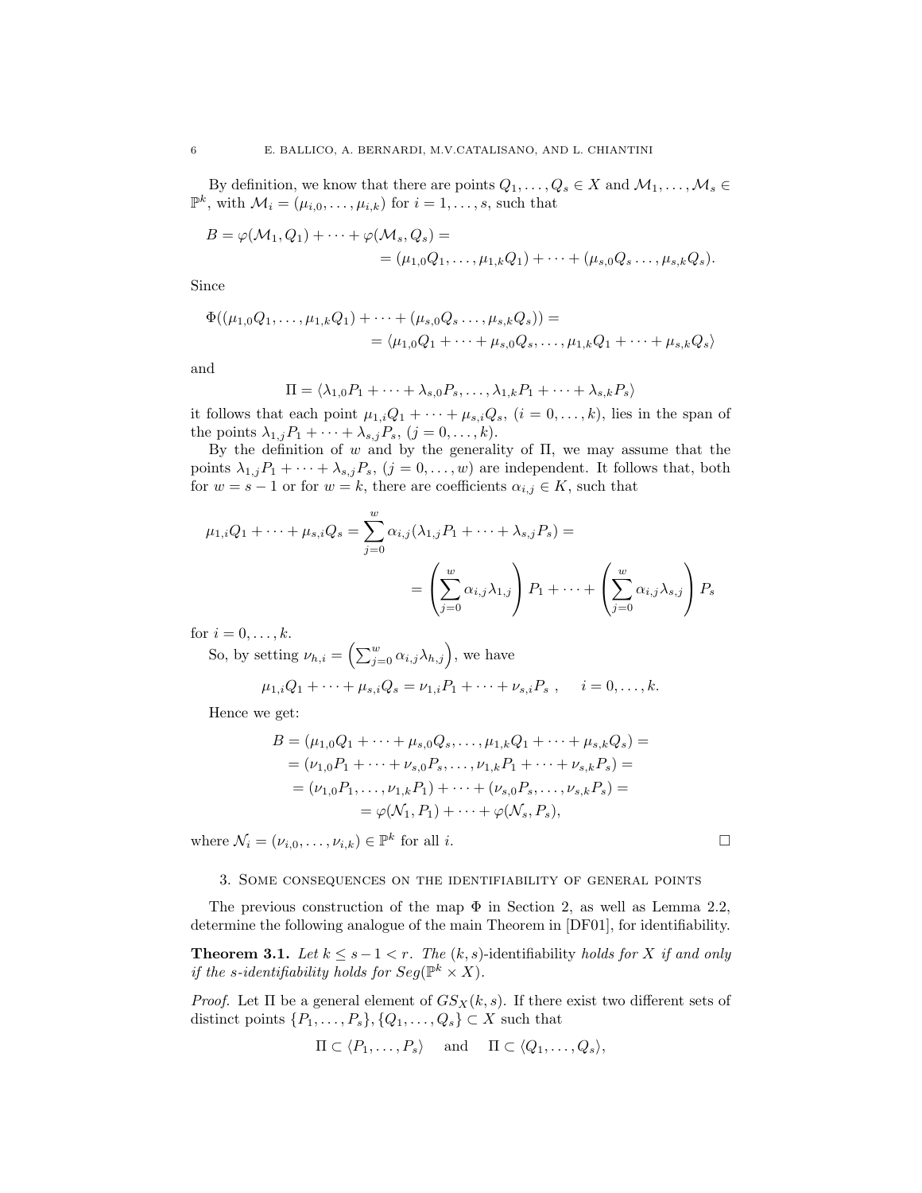By definition, we know that there are points $Q_1, \dots, Q_s \in X$ and $\mathcal{M}_1, \dots, \mathcal{M}_s \in \mathbb{P}^k$, with $\mathcal{M}_i = (\mu_{i,0}, \dots, \mu_{i,k})$ for $i = 1, \dots, s$, such that

$$
\begin{aligned}
B = \varphi(\mathcal{M}_1, Q_1) + \cdots + \varphi(\mathcal{M}_s, Q_s) = \\
= (\mu_{1,0}Q_1, \dots, \mu_{1,k}Q_1) + \cdots + (\mu_{s,0}Q_s \dots, \mu_{s,k}Q_s).
\end{aligned}
$$

Since

$$
\begin{aligned}
\Phi((\mu_{1,0}Q_1, \dots, \mu_{1,k}Q_1) + \cdots + (\mu_{s,0}Q_s \dots, \mu_{s,k}Q_s)) = \\
= \langle \mu_{1,0}Q_1 + \cdots + \mu_{s,0}Q_s, \dots, \mu_{1,k}Q_1 + \cdots + \mu_{s,k}Q_s \rangle
\end{aligned}
$$

and

$$
\Pi = \langle \lambda_{1,0}P_1 + \cdots + \lambda_{s,0}P_s, \dots, \lambda_{1,k}P_1 + \cdots + \lambda_{s,k}P_s \rangle
$$

it follows that each point $\mu_{1,i}Q_1 + \cdots + \mu_{s,i}Q_s$, $(i = 0, \dots, k)$, lies in the span of the points $\lambda_{1,j}P_1 + \cdots + \lambda_{s,j}P_s$, $(j = 0, \dots, k)$.

By the definition of $w$ and by the generality of $\Pi$, we may assume that the points $\lambda_{1,j}P_1 + \cdots + \lambda_{s,j}P_s$, $(j = 0, \dots, w)$ are independent. It follows that, both for $w = s - 1$ or for $w = k$, there are coefficients $\alpha_{i,j} \in K$, such that

$$
\begin{aligned}
\mu_{1,i}Q_1 + \cdots + \mu_{s,i}Q_s = \sum_{j=0}^{w} \alpha_{i,j}(\lambda_{1,j}P_1 + \cdots + \lambda_{s,j}P_s) = \\
= \left( \sum_{j=0}^{w} \alpha_{i,j}\lambda_{1,j} \right) P_1 + \cdots + \left( \sum_{j=0}^{w} \alpha_{i,j}\lambda_{s,j} \right) P_s
\end{aligned}
$$

for $i = 0, \dots, k$.

So, by setting $\nu_{h,i} = \left( \sum_{j=0}^{w} \alpha_{i,j}\lambda_{h,j} \right)$, we have

$$
\mu_{1,i}Q_1 + \cdots + \mu_{s,i}Q_s = \nu_{1,i}P_1 + \cdots + \nu_{s,i}P_s \ , \quad i = 0, \dots, k.
$$

Hence we get:

$$
\begin{aligned}
B &= (\mu_{1,0}Q_1 + \cdots + \mu_{s,0}Q_s, \dots, \mu_{1,k}Q_1 + \cdots + \mu_{s,k}Q_s) = \\
&= (\nu_{1,0}P_1 + \cdots + \nu_{s,0}P_s, \dots, \nu_{1,k}P_1 + \cdots + \nu_{s,k}P_s) = \\
&= (\nu_{1,0}P_1, \dots, \nu_{1,k}P_1) + \cdots + (\nu_{s,0}P_s, \dots, \nu_{s,k}P_s) = \\
&= \varphi(\mathcal{N}_1, P_1) + \cdots + \varphi(\mathcal{N}_s, P_s),
\end{aligned}
$$

where $\mathcal{N}_i = (\nu_{i,0}, \dots, \nu_{i,k}) \in \mathbb{P}^k$ for all $i$. □

## 3. Some consequences on the identifiability of general points

The previous construction of the map $\Phi$ in Section 2, as well as Lemma 2.2, determine the following analogue of the main Theorem in [DF01], for identifiability.

**Theorem 3.1.** *Let $k \leq s - 1 < r$. The $(k, s)$-identifiability holds for $X$ if and only if the $s$-identifiability holds for $Seg(\mathbb{P}^k \times X)$.*

*Proof.* Let $\Pi$ be a general element of $GS_X(k, s)$. If there exist two different sets of distinct points $\{P_1, \dots, P_s\}, \{Q_1, \dots, Q_s\} \subset X$ such that

$$
\Pi \subset \langle P_1, \dots, P_s \rangle \quad \text{and} \quad \Pi \subset \langle Q_1, \dots, Q_s \rangle,
$$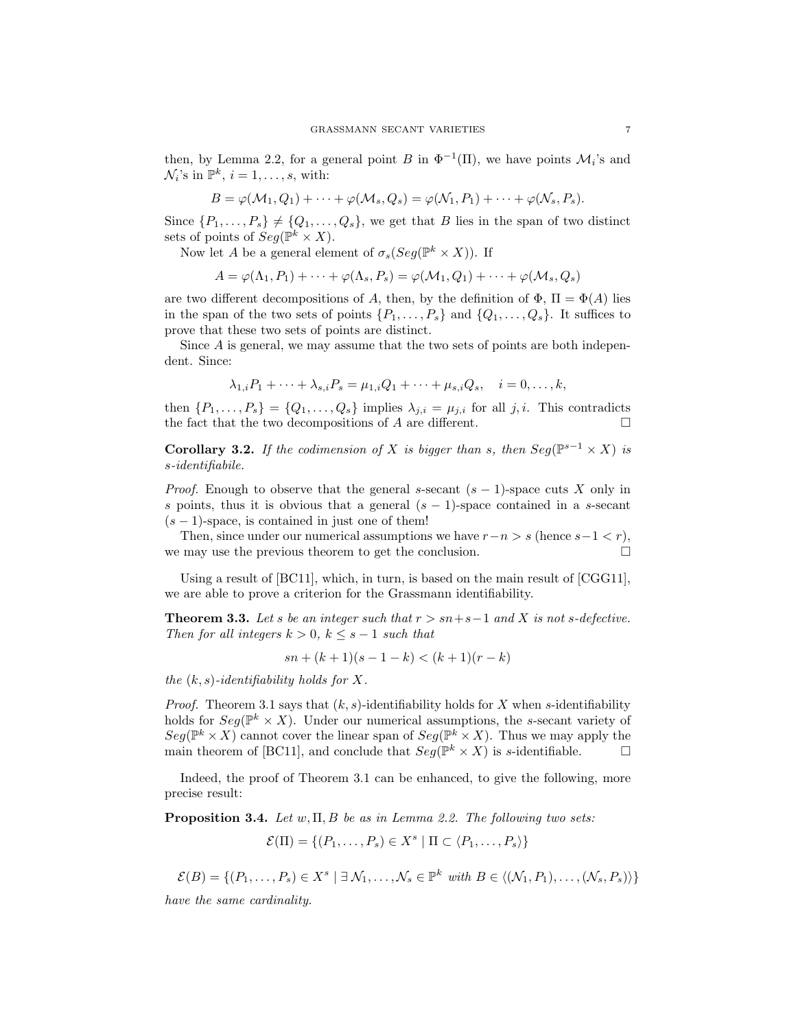then, by Lemma 2.2, for a general point $B$ in $\Phi^{-1}(\Pi)$, we have points $\mathcal{M}_i$'s and $\mathcal{N}_i$'s in $\mathbb{P}^k$, $i = 1, \ldots, s$, with:

$$B = \varphi(\mathcal{M}_1, Q_1) + \cdots + \varphi(\mathcal{M}_s, Q_s) = \varphi(\mathcal{N}_1, P_1) + \cdots + \varphi(\mathcal{N}_s, P_s).$$

Since $\{P_1, \ldots, P_s\} \neq \{Q_1, \ldots, Q_s\}$, we get that $B$ lies in the span of two distinct sets of points of $Seg(\mathbb{P}^k \times X)$.

Now let $A$ be a general element of $\sigma_s(Seg(\mathbb{P}^k \times X))$. If

$$A = \varphi(\Lambda_1, P_1) + \cdots + \varphi(\Lambda_s, P_s) = \varphi(\mathcal{M}_1, Q_1) + \cdots + \varphi(\mathcal{M}_s, Q_s)$$

are two different decompositions of $A$, then, by the definition of $\Phi$, $\Pi = \Phi(A)$ lies in the span of the two sets of points $\{P_1, \ldots, P_s\}$ and $\{Q_1, \ldots, Q_s\}$. It suffices to prove that these two sets of points are distinct.

Since $A$ is general, we may assume that the two sets of points are both independent. Since:

$$\lambda_{1,i} P_1 + \cdots + \lambda_{s,i} P_s = \mu_{1,i} Q_1 + \cdots + \mu_{s,i} Q_s, \quad i = 0, \ldots, k,$$

then $\{P_1, \ldots, P_s\} = \{Q_1, \ldots, Q_s\}$ implies $\lambda_{j,i} = \mu_{j,i}$ for all $j, i$. This contradicts the fact that the two decompositions of $A$ are different. □

**Corollary 3.2.** *If the codimension of $X$ is bigger than $s$, then $Seg(\mathbb{P}^{s-1} \times X)$ is $s$-identifiabile.*

*Proof.* Enough to observe that the general $s$-secant $(s-1)$-space cuts $X$ only in $s$ points, thus it is obvious that a general $(s-1)$-space contained in a $s$-secant $(s-1)$-space, is contained in just one of them!

Then, since under our numerical assumptions we have $r - n > s$ (hence $s - 1 < r$), we may use the previous theorem to get the conclusion. □

Using a result of [BC11], which, in turn, is based on the main result of [CGG11], we are able to prove a criterion for the Grassmann identifiability.

**Theorem 3.3.** *Let $s$ be an integer such that $r > sn + s - 1$ and $X$ is not $s$-defective. Then for all integers $k > 0$, $k \leq s - 1$ such that*

$$sn + (k+1)(s - 1 - k) < (k+1)(r - k)$$

*the $(k, s)$-identifiability holds for $X$.*

*Proof.* Theorem 3.1 says that $(k, s)$-identifiability holds for $X$ when $s$-identifiability holds for $Seg(\mathbb{P}^k \times X)$. Under our numerical assumptions, the $s$-secant variety of $Seg(\mathbb{P}^k \times X)$ cannot cover the linear span of $Seg(\mathbb{P}^k \times X)$. Thus we may apply the main theorem of [BC11], and conclude that $Seg(\mathbb{P}^k \times X)$ is $s$-identifiable. □

Indeed, the proof of Theorem 3.1 can be enhanced, to give the following, more precise result:

**Proposition 3.4.** *Let $w, \Pi, B$ be as in Lemma 2.2. The following two sets:*

$$\mathcal{E}(\Pi) = \{(P_1, \ldots, P_s) \in X^s \mid \Pi \subset \langle P_1, \ldots, P_s \rangle\}$$

$$\mathcal{E}(B) = \{(P_1, \ldots, P_s) \in X^s \mid \exists\, \mathcal{N}_1, \ldots, \mathcal{N}_s \in \mathbb{P}^k \text{ with } B \in \langle (\mathcal{N}_1, P_1), \ldots, (\mathcal{N}_s, P_s) \rangle\}$$

*have the same cardinality.*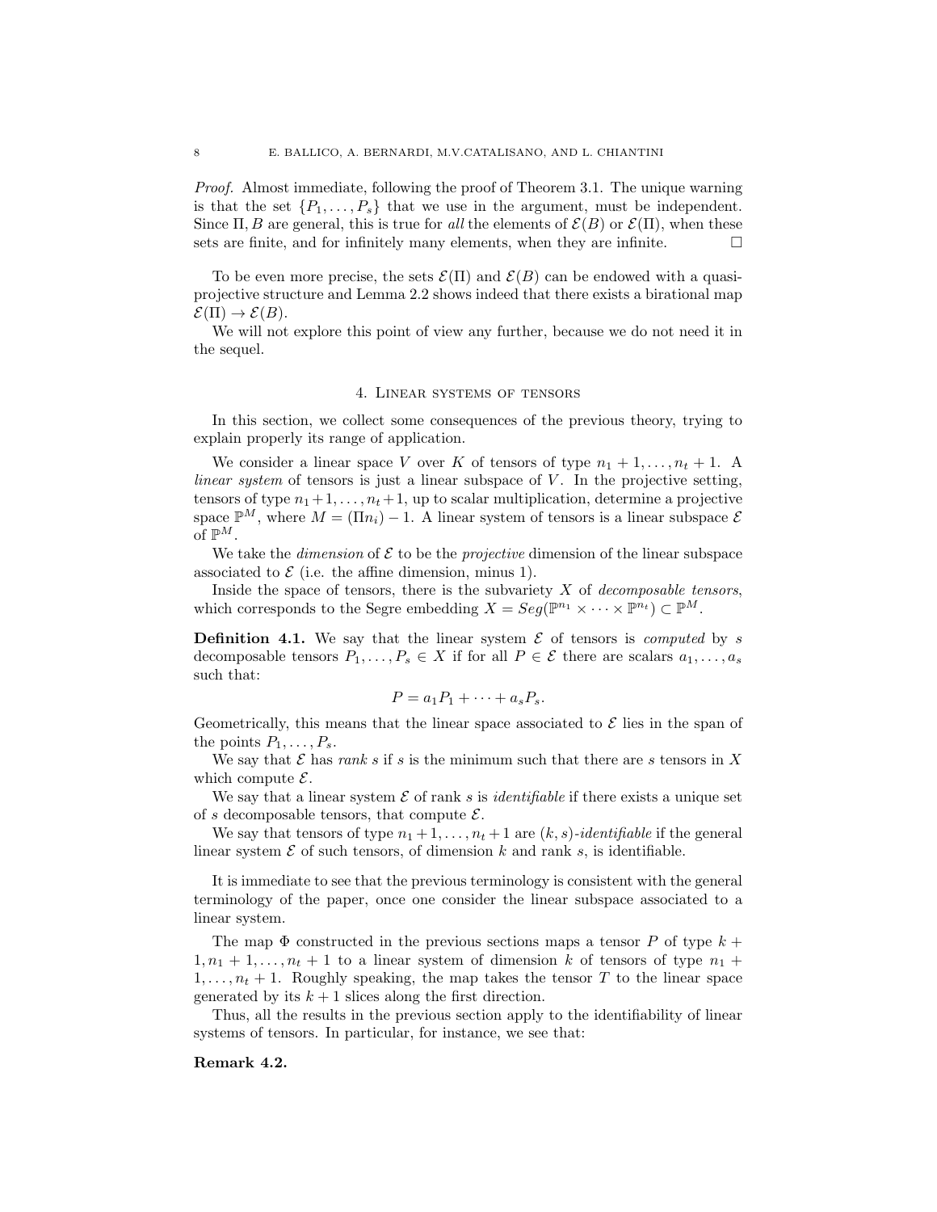*Proof.* Almost immediate, following the proof of Theorem 3.1. The unique warning is that the set $\{P_1, \dots, P_s\}$ that we use in the argument, must be independent. Since $\Pi, B$ are general, this is true for *all* the elements of $\mathcal{E}(B)$ or $\mathcal{E}(\Pi)$, when these sets are finite, and for infinitely many elements, when they are infinite. $\square$

To be even more precise, the sets $\mathcal{E}(\Pi)$ and $\mathcal{E}(B)$ can be endowed with a quasi-projective structure and Lemma 2.2 shows indeed that there exists a birational map $\mathcal{E}(\Pi) \to \mathcal{E}(B)$.

We will not explore this point of view any further, because we do not need it in the sequel.

## 4. Linear systems of tensors

In this section, we collect some consequences of the previous theory, trying to explain properly its range of application.

We consider a linear space $V$ over $K$ of tensors of type $n_1 + 1, \dots, n_t + 1$. A *linear system* of tensors is just a linear subspace of $V$. In the projective setting, tensors of type $n_1 + 1, \dots, n_t + 1$, up to scalar multiplication, determine a projective space $\mathbb{P}^M$, where $M = (\Pi n_i) - 1$. A linear system of tensors is a linear subspace $\mathcal{E}$ of $\mathbb{P}^M$.

We take the *dimension* of $\mathcal{E}$ to be the *projective* dimension of the linear subspace associated to $\mathcal{E}$ (i.e. the affine dimension, minus 1).

Inside the space of tensors, there is the subvariety $X$ of *decomposable tensors*, which corresponds to the Segre embedding $X = Seg(\mathbb{P}^{n_1} \times \cdots \times \mathbb{P}^{n_t}) \subset \mathbb{P}^M$.

**Definition 4.1.** We say that the linear system $\mathcal{E}$ of tensors is *computed* by $s$ decomposable tensors $P_1, \dots, P_s \in X$ if for all $P \in \mathcal{E}$ there are scalars $a_1, \dots, a_s$ such that:

$$P = a_1 P_1 + \cdots + a_s P_s.$$

Geometrically, this means that the linear space associated to $\mathcal{E}$ lies in the span of the points $P_1, \dots, P_s$.

We say that $\mathcal{E}$ has *rank* $s$ if $s$ is the minimum such that there are $s$ tensors in $X$ which compute $\mathcal{E}$.

We say that a linear system $\mathcal{E}$ of rank $s$ is *identifiable* if there exists a unique set of $s$ decomposable tensors, that compute $\mathcal{E}$.

We say that tensors of type $n_1 + 1, \dots, n_t + 1$ are $(k, s)$*-identifiable* if the general linear system $\mathcal{E}$ of such tensors, of dimension $k$ and rank $s$, is identifiable.

It is immediate to see that the previous terminology is consistent with the general terminology of the paper, once one consider the linear subspace associated to a linear system.

The map $\Phi$ constructed in the previous sections maps a tensor $P$ of type $k + 1, n_1 + 1, \dots, n_t + 1$ to a linear system of dimension $k$ of tensors of type $n_1 + 1, \dots, n_t + 1$. Roughly speaking, the map takes the tensor $T$ to the linear space generated by its $k + 1$ slices along the first direction.

Thus, all the results in the previous section apply to the identifiability of linear systems of tensors. In particular, for instance, we see that:

**Remark 4.2.**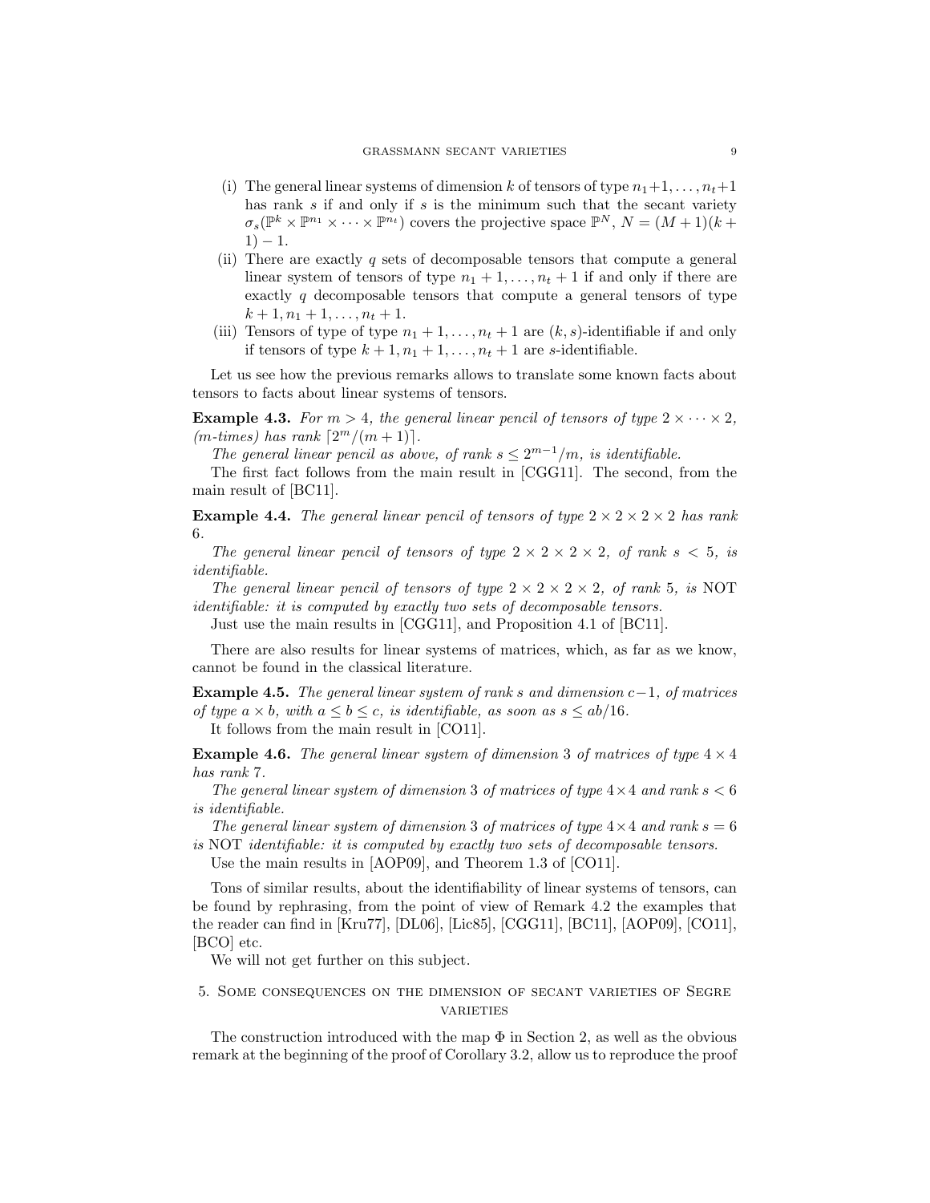(i) The general linear systems of dimension $k$ of tensors of type $n_1+1, \dots, n_t+1$ has rank $s$ if and only if $s$ is the minimum such that the secant variety $\sigma_s(\mathbb{P}^k \times \mathbb{P}^{n_1} \times \cdots \times \mathbb{P}^{n_t})$ covers the projective space $\mathbb{P}^N$, $N = (M+1)(k+1)-1$.

(ii) There are exactly $q$ sets of decomposable tensors that compute a general linear system of tensors of type $n_1+1, \dots, n_t+1$ if and only if there are exactly $q$ decomposable tensors that compute a general tensors of type $k+1, n_1+1, \dots, n_t+1$.

(iii) Tensors of type of type $n_1+1, \dots, n_t+1$ are $(k,s)$-identifiable if and only if tensors of type $k+1, n_1+1, \dots, n_t+1$ are $s$-identifiable.

Let us see how the previous remarks allows to translate some known facts about tensors to facts about linear systems of tensors.

**Example 4.3.** *For $m > 4$, the general linear pencil of tensors of type $2 \times \cdots \times 2$, ($m$-times) has rank $\lceil 2^m/(m+1) \rceil$.*

*The general linear pencil as above, of rank $s \leq 2^{m-1}/m$, is identifiable.*

The first fact follows from the main result in [CGG11]. The second, from the main result of [BC11].

**Example 4.4.** *The general linear pencil of tensors of type $2 \times 2 \times 2 \times 2$ has rank 6.*

*The general linear pencil of tensors of type $2 \times 2 \times 2 \times 2$, of rank $s < 5$, is identifiable.*

*The general linear pencil of tensors of type $2 \times 2 \times 2 \times 2$, of rank 5, is* NOT *identifiable: it is computed by exactly two sets of decomposable tensors.*

Just use the main results in [CGG11], and Proposition 4.1 of [BC11].

There are also results for linear systems of matrices, which, as far as we know, cannot be found in the classical literature.

**Example 4.5.** *The general linear system of rank $s$ and dimension $c-1$, of matrices of type $a \times b$, with $a \leq b \leq c$, is identifiable, as soon as $s \leq ab/16$.*

It follows from the main result in [CO11].

**Example 4.6.** *The general linear system of dimension 3 of matrices of type $4 \times 4$ has rank 7.*

*The general linear system of dimension 3 of matrices of type $4 \times 4$ and rank $s < 6$ is identifiable.*

*The general linear system of dimension 3 of matrices of type $4 \times 4$ and rank $s = 6$ is* NOT *identifiable: it is computed by exactly two sets of decomposable tensors.*

Use the main results in [AOP09], and Theorem 1.3 of [CO11].

Tons of similar results, about the identifiability of linear systems of tensors, can be found by rephrasing, from the point of view of Remark 4.2 the examples that the reader can find in [Kru77], [DL06], [Lic85], [CGG11], [BC11], [AOP09], [CO11], [BCO] etc.

We will not get further on this subject.

## 5. Some consequences on the dimension of secant varieties of Segre varieties

The construction introduced with the map $\Phi$ in Section 2, as well as the obvious remark at the beginning of the proof of Corollary 3.2, allow us to reproduce the proof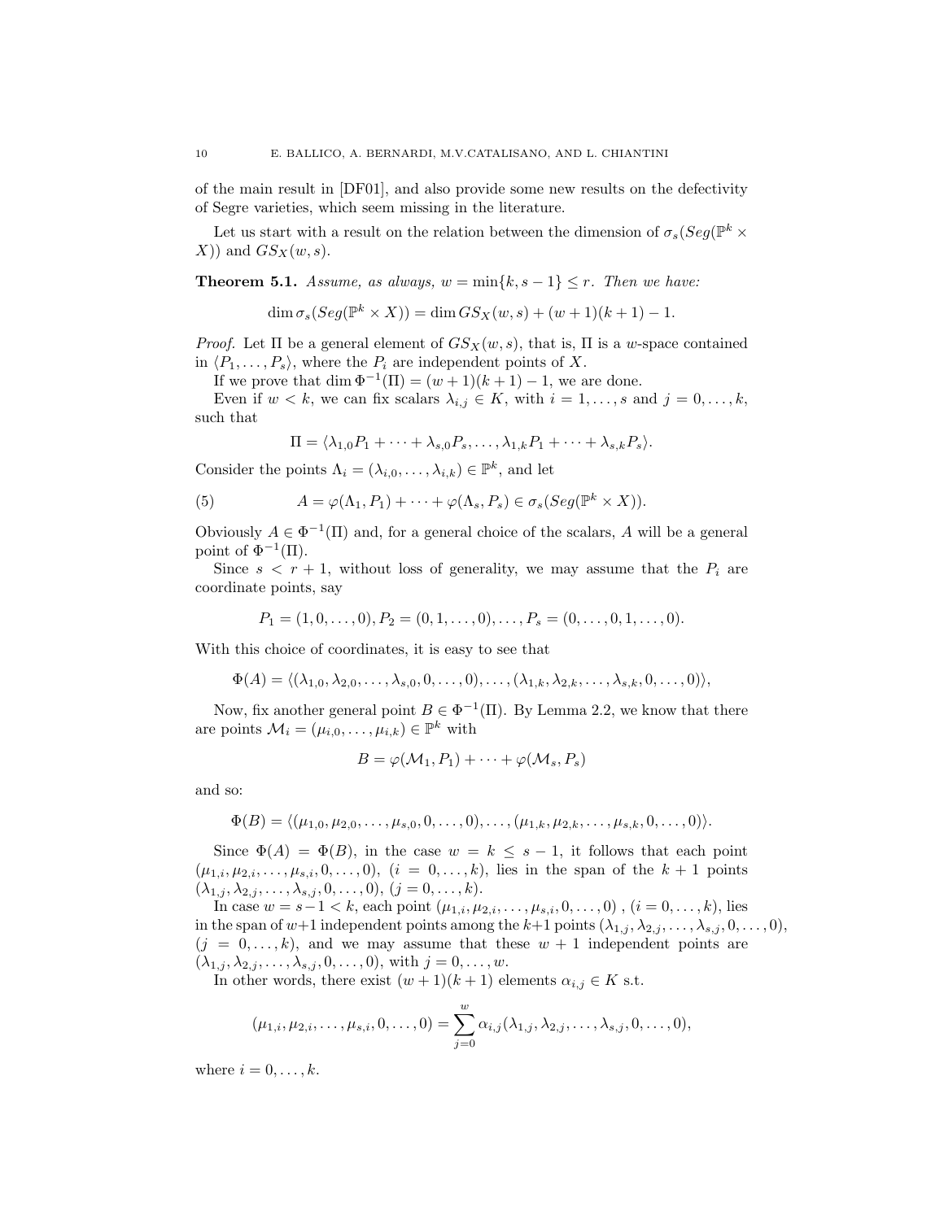of the main result in [DF01], and also provide some new results on the defectivity of Segre varieties, which seem missing in the literature.

Let us start with a result on the relation between the dimension of $\sigma_s(Seg(\mathbb{P}^k \times X))$ and $GS_X(w,s)$.

**Theorem 5.1.** *Assume, as always, $w = \min\{k, s-1\} \le r$. Then we have:*

$$\dim \sigma_s(Seg(\mathbb{P}^k \times X)) = \dim GS_X(w,s) + (w+1)(k+1) - 1.$$

*Proof.* Let $\Pi$ be a general element of $GS_X(w,s)$, that is, $\Pi$ is a $w$-space contained in $\langle P_1, \ldots, P_s\rangle$, where the $P_i$ are independent points of $X$.

If we prove that $\dim \Phi^{-1}(\Pi) = (w+1)(k+1) - 1$, we are done.

Even if $w < k$, we can fix scalars $\lambda_{i,j} \in K$, with $i = 1, \ldots, s$ and $j = 0, \ldots, k$, such that

$$\Pi = \langle \lambda_{1,0}P_1 + \cdots + \lambda_{s,0}P_s, \ldots, \lambda_{1,k}P_1 + \cdots + \lambda_{s,k}P_s\rangle.$$

Consider the points $\Lambda_i = (\lambda_{i,0}, \ldots, \lambda_{i,k}) \in \mathbb{P}^k$, and let

$$A = \varphi(\Lambda_1, P_1) + \cdots + \varphi(\Lambda_s, P_s) \in \sigma_s(Seg(\mathbb{P}^k \times X)). \tag{5}$$

Obviously $A \in \Phi^{-1}(\Pi)$ and, for a general choice of the scalars, $A$ will be a general point of $\Phi^{-1}(\Pi)$.

Since $s < r+1$, without loss of generality, we may assume that the $P_i$ are coordinate points, say

$$P_1 = (1, 0, \ldots, 0), P_2 = (0, 1, \ldots, 0), \ldots, P_s = (0, \ldots, 0, 1, \ldots, 0).$$

With this choice of coordinates, it is easy to see that

$$\Phi(A) = \langle (\lambda_{1,0}, \lambda_{2,0}, \ldots, \lambda_{s,0}, 0, \ldots, 0), \ldots, (\lambda_{1,k}, \lambda_{2,k}, \ldots, \lambda_{s,k}, 0, \ldots, 0)\rangle,$$

Now, fix another general point $B \in \Phi^{-1}(\Pi)$. By Lemma 2.2, we know that there are points $\mathcal{M}_i = (\mu_{i,0}, \ldots, \mu_{i,k}) \in \mathbb{P}^k$ with

$$B = \varphi(\mathcal{M}_1, P_1) + \cdots + \varphi(\mathcal{M}_s, P_s)$$

and so:

$$\Phi(B) = \langle (\mu_{1,0}, \mu_{2,0}, \ldots, \mu_{s,0}, 0, \ldots, 0), \ldots, (\mu_{1,k}, \mu_{2,k}, \ldots, \mu_{s,k}, 0, \ldots, 0)\rangle.$$

Since $\Phi(A) = \Phi(B)$, in the case $w = k \le s-1$, it follows that each point $(\mu_{1,i}, \mu_{2,i}, \ldots, \mu_{s,i}, 0, \ldots, 0)$, $(i = 0, \ldots, k)$, lies in the span of the $k+1$ points $(\lambda_{1,j}, \lambda_{2,j}, \ldots, \lambda_{s,j}, 0, \ldots, 0)$, $(j = 0, \ldots, k)$.

In case $w = s-1 < k$, each point $(\mu_{1,i}, \mu_{2,i}, \ldots, \mu_{s,i}, 0, \ldots, 0)$ , $(i = 0, \ldots, k)$, lies in the span of $w+1$ independent points among the $k+1$ points $(\lambda_{1,j}, \lambda_{2,j}, \ldots, \lambda_{s,j}, 0, \ldots, 0)$, $(j = 0, \ldots, k)$, and we may assume that these $w+1$ independent points are $(\lambda_{1,j}, \lambda_{2,j}, \ldots, \lambda_{s,j}, 0, \ldots, 0)$, with $j = 0, \ldots, w$.

In other words, there exist $(w+1)(k+1)$ elements $\alpha_{i,j} \in K$ s.t.

$$(\mu_{1,i}, \mu_{2,i}, \ldots, \mu_{s,i}, 0, \ldots, 0) = \sum_{j=0}^{w} \alpha_{i,j}(\lambda_{1,j}, \lambda_{2,j}, \ldots, \lambda_{s,j}, 0, \ldots, 0),$$

where $i = 0, \ldots, k$.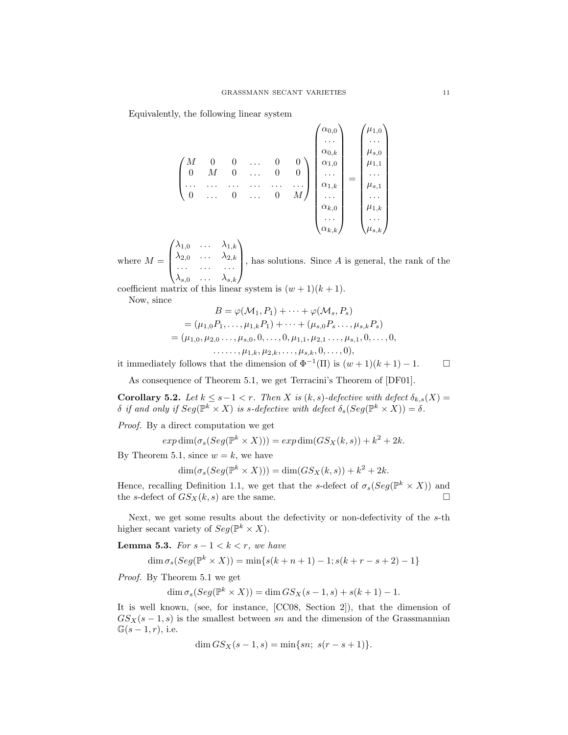Equivalently, the following linear system

$$\begin{pmatrix} M & 0 & 0 & \dots & 0 & 0 \\ 0 & M & 0 & \dots & 0 & 0 \\ \dots & \dots & \dots & \dots & \dots & \dots \\ 0 & \dots & 0 & \dots & 0 & M \end{pmatrix} \begin{pmatrix} \alpha_{0,0} \\ \dots \\ \alpha_{0,k} \\ \alpha_{1,0} \\ \dots \\ \alpha_{1,k} \\ \dots \\ \alpha_{k,0} \\ \dots \\ \alpha_{k,k} \end{pmatrix} = \begin{pmatrix} \mu_{1,0} \\ \dots \\ \mu_{s,0} \\ \mu_{1,1} \\ \dots \\ \mu_{s,1} \\ \dots \\ \mu_{1,k} \\ \dots \\ \mu_{s,k} \end{pmatrix}$$

where $M = \begin{pmatrix} \lambda_{1,0} & \dots & \lambda_{1,k} \\ \lambda_{2,0} & \dots & \lambda_{2,k} \\ \dots & \dots & \dots \\ \lambda_{s,0} & \dots & \lambda_{s,k} \end{pmatrix}$, has solutions. Since $A$ is general, the rank of the coefficient matrix of this linear system is $(w+1)(k+1)$.

Now, since

$$\begin{aligned} B &= \varphi(\mathcal{M}_1, P_1) + \dots + \varphi(\mathcal{M}_s, P_s) \\ &= (\mu_{1,0}P_1, \dots, \mu_{1,k}P_1) + \dots + (\mu_{s,0}P_s \dots, \mu_{s,k}P_s) \\ &= (\mu_{1,0}, \mu_{2,0} \dots, \mu_{s,0}, 0, \dots, 0, \mu_{1,1}, \mu_{2,1} \dots, \mu_{s,1}, 0, \dots, 0, \\ &\qquad \dots\dots, \mu_{1,k}, \mu_{2,k}, \dots, \mu_{s,k}, 0, \dots, 0), \end{aligned}$$

it immediately follows that the dimension of $\Phi^{-1}(\Pi)$ is $(w+1)(k+1) - 1$. □

As consequence of Theorem 5.1, we get Terracini's Theorem of [DF01].

**Corollary 5.2.** *Let $k \le s-1 < r$. Then $X$ is $(k,s)$-defective with defect $\delta_{k,s}(X) = \delta$ if and only if $Seg(\mathbb{P}^k \times X)$ is $s$-defective with defect $\delta_s(Seg(\mathbb{P}^k \times X)) = \delta$.*

*Proof.* By a direct computation we get

$$exp \dim(\sigma_s(Seg(\mathbb{P}^k \times X))) = exp \dim(GS_X(k,s)) + k^2 + 2k.$$

By Theorem 5.1, since $w = k$, we have

$$\dim(\sigma_s(Seg(\mathbb{P}^k \times X))) = \dim(GS_X(k,s)) + k^2 + 2k.$$

Hence, recalling Definition 1.1, we get that the $s$-defect of $\sigma_s(Seg(\mathbb{P}^k \times X))$ and the $s$-defect of $GS_X(k,s)$ are the same. □

Next, we get some results about the defectivity or non-defectivity of the $s$-th higher secant variety of $Seg(\mathbb{P}^k \times X)$.

**Lemma 5.3.** *For $s-1 < k < r$, we have*

$$\dim \sigma_s(Seg(\mathbb{P}^k \times X)) = \min\{s(k+n+1) - 1; s(k+r-s+2) - 1\}$$

*Proof.* By Theorem 5.1 we get

$$\dim \sigma_s(Seg(\mathbb{P}^k \times X)) = \dim GS_X(s-1,s) + s(k+1) - 1.$$

It is well known, (see, for instance, [CC08, Section 2]), that the dimension of $GS_X(s-1,s)$ is the smallest between $sn$ and the dimension of the Grassmannian $\mathbb{G}(s-1,r)$, i.e.

$$\dim GS_X(s-1,s) = \min\{sn;\ s(r-s+1)\}.$$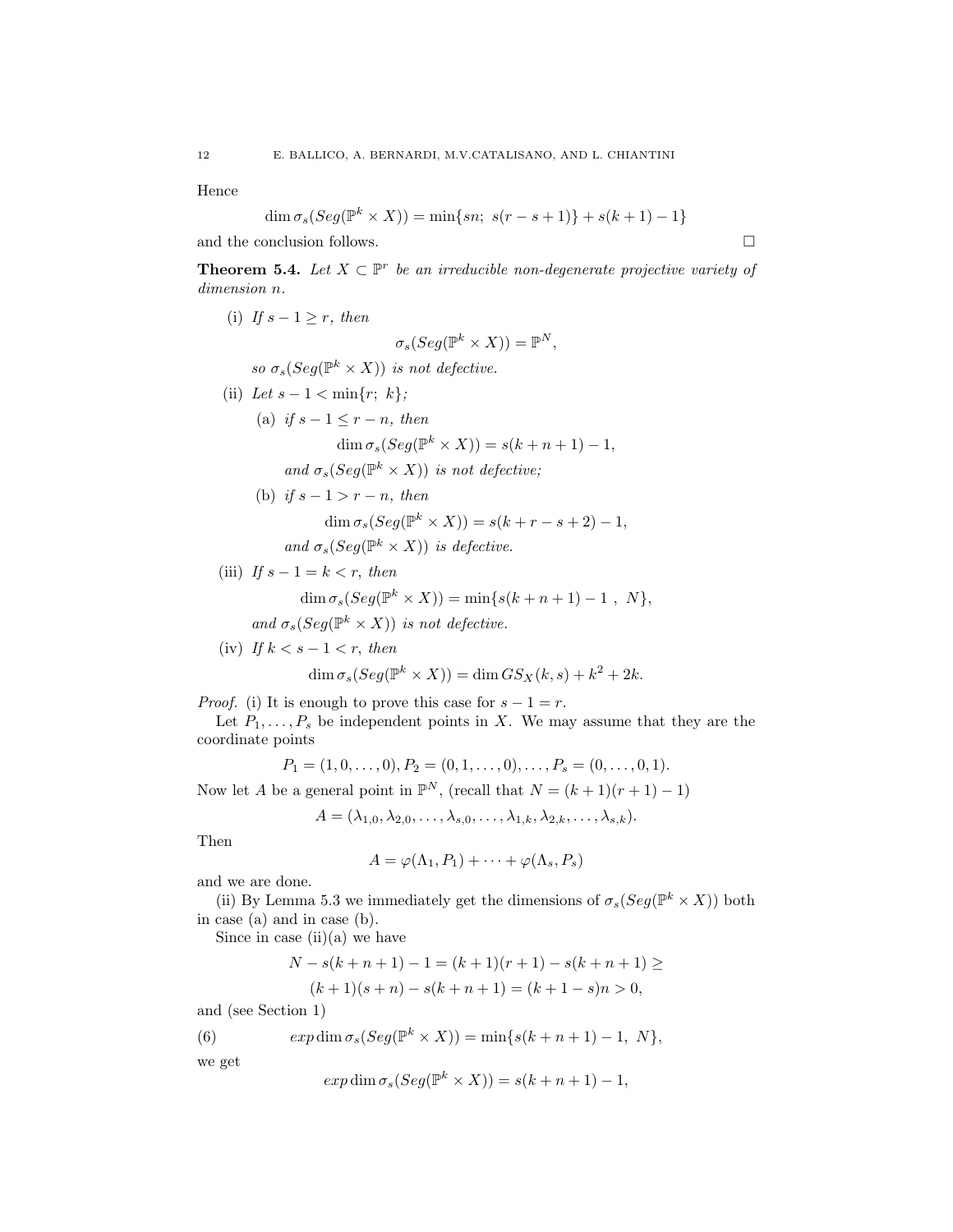Hence

$$\dim \sigma_s(Seg(\mathbb{P}^k \times X)) = \min\{sn;\ s(r-s+1)\} + s(k+1) - 1$$

and the conclusion follows. $\square$

**Theorem 5.4.** *Let $X \subset \mathbb{P}^r$ be an irreducible non-degenerate projective variety of dimension $n$.*

(i) *If $s-1 \geq r$, then*

$$\sigma_s(Seg(\mathbb{P}^k \times X)) = \mathbb{P}^N,$$

*so $\sigma_s(Seg(\mathbb{P}^k \times X))$ is not defective.*

(ii) *Let $s-1 < \min\{r;\ k\}$;*

  (a) *if $s-1 \leq r-n$, then*

$$\dim \sigma_s(Seg(\mathbb{P}^k \times X)) = s(k+n+1) - 1,$$

  *and $\sigma_s(Seg(\mathbb{P}^k \times X))$ is not defective;*

  (b) *if $s-1 > r-n$, then*

$$\dim \sigma_s(Seg(\mathbb{P}^k \times X)) = s(k+r-s+2) - 1,$$

  *and $\sigma_s(Seg(\mathbb{P}^k \times X))$ is defective.*

(iii) *If $s-1 = k < r$, then*

$$\dim \sigma_s(Seg(\mathbb{P}^k \times X)) = \min\{s(k+n+1) - 1\ ,\ N\},$$

*and $\sigma_s(Seg(\mathbb{P}^k \times X))$ is not defective.*

(iv) *If $k < s-1 < r$, then*

$$\dim \sigma_s(Seg(\mathbb{P}^k \times X)) = \dim GS_X(k,s) + k^2 + 2k.$$

*Proof.* (i) It is enough to prove this case for $s-1 = r$.

Let $P_1, \ldots, P_s$ be independent points in $X$. We may assume that they are the coordinate points

$$P_1 = (1, 0, \ldots, 0), P_2 = (0, 1, \ldots, 0), \ldots, P_s = (0, \ldots, 0, 1).$$

Now let $A$ be a general point in $\mathbb{P}^N$, (recall that $N = (k+1)(r+1) - 1$)

$$A = (\lambda_{1,0}, \lambda_{2,0}, \ldots, \lambda_{s,0}, \ldots, \lambda_{1,k}, \lambda_{2,k}, \ldots, \lambda_{s,k}).$$

Then

$$A = \varphi(\Lambda_1, P_1) + \cdots + \varphi(\Lambda_s, P_s)$$

and we are done.

(ii) By Lemma 5.3 we immediately get the dimensions of $\sigma_s(Seg(\mathbb{P}^k \times X))$ both in case (a) and in case (b).

Since in case (ii)(a) we have

$$N - s(k+n+1) - 1 = (k+1)(r+1) - s(k+n+1) \geq$$
$$(k+1)(s+n) - s(k+n+1) = (k+1-s)n > 0,$$

and (see Section 1)

$$exp \dim \sigma_s(Seg(\mathbb{P}^k \times X)) = \min\{s(k+n+1) - 1,\ N\}, \tag{6}$$

we get

$$exp \dim \sigma_s(Seg(\mathbb{P}^k \times X)) = s(k+n+1) - 1,$$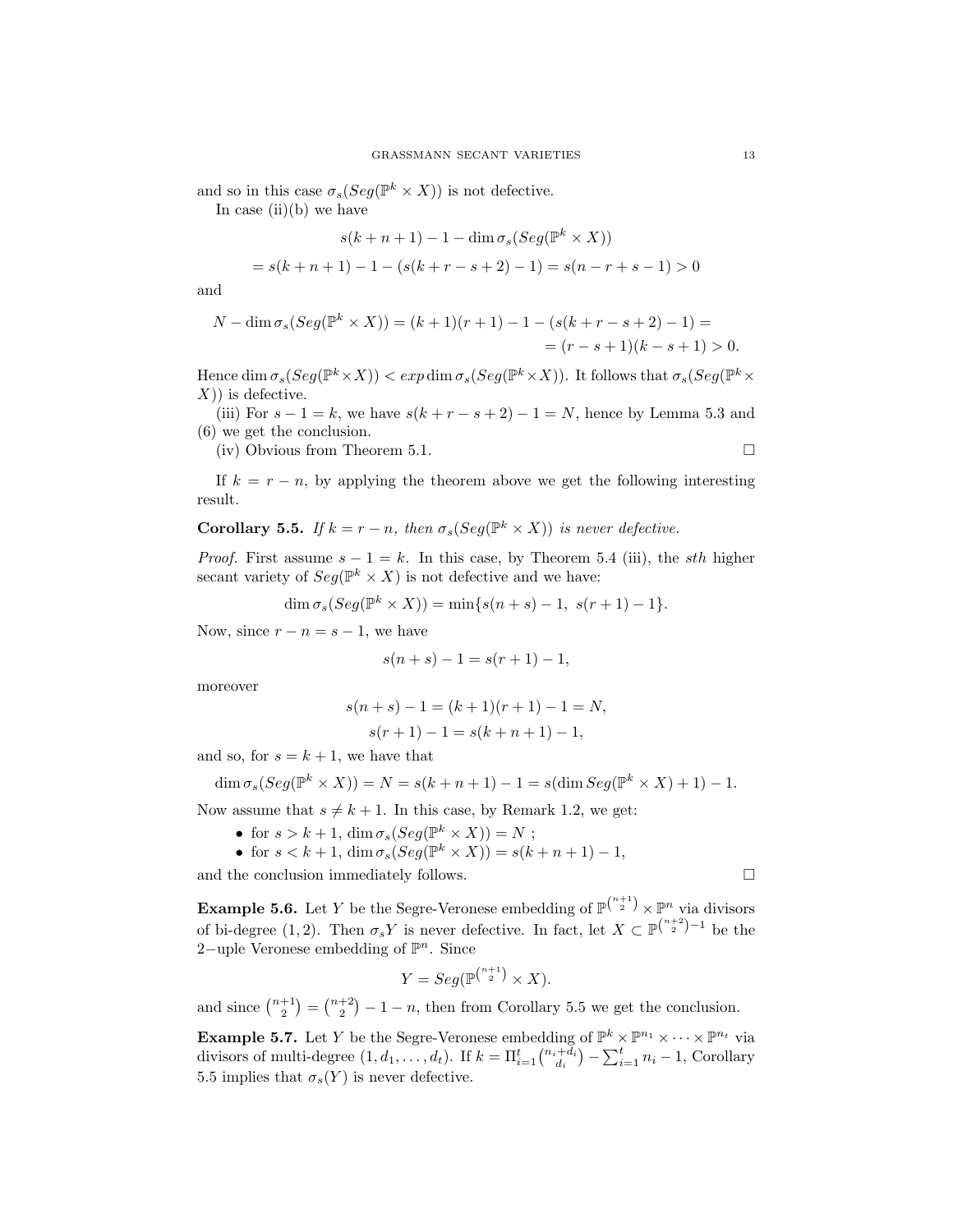and so in this case $\sigma_s(Seg(\mathbb{P}^k \times X))$ is not defective.

In case (ii)(b) we have

$$s(k+n+1) - 1 - \dim \sigma_s(Seg(\mathbb{P}^k \times X))$$

$$= s(k+n+1) - 1 - (s(k+r-s+2)-1) = s(n-r+s-1) > 0$$

and

$$N - \dim \sigma_s(Seg(\mathbb{P}^k \times X)) = (k+1)(r+1) - 1 - (s(k+r-s+2)-1) =$$
$$= (r-s+1)(k-s+1) > 0.$$

Hence $\dim \sigma_s(Seg(\mathbb{P}^k \times X)) < exp \dim \sigma_s(Seg(\mathbb{P}^k \times X))$. It follows that $\sigma_s(Seg(\mathbb{P}^k \times X))$ is defective.

(iii) For $s-1=k$, we have $s(k+r-s+2)-1 = N$, hence by Lemma 5.3 and (6) we get the conclusion.

(iv) Obvious from Theorem 5.1. □

If $k = r-n$, by applying the theorem above we get the following interesting result.

**Corollary 5.5.** *If $k = r-n$, then $\sigma_s(Seg(\mathbb{P}^k \times X))$ is never defective.*

*Proof.* First assume $s-1=k$. In this case, by Theorem 5.4 (iii), the *sth* higher secant variety of $Seg(\mathbb{P}^k \times X)$ is not defective and we have:

$$\dim \sigma_s(Seg(\mathbb{P}^k \times X)) = \min\{s(n+s)-1,\ s(r+1)-1\}.$$

Now, since $r-n = s-1$, we have

$$s(n+s)-1 = s(r+1)-1,$$

moreover

$$s(n+s)-1 = (k+1)(r+1)-1 = N,$$
$$s(r+1)-1 = s(k+n+1)-1,$$

and so, for $s = k+1$, we have that

$$\dim \sigma_s(Seg(\mathbb{P}^k \times X)) = N = s(k+n+1)-1 = s(\dim Seg(\mathbb{P}^k \times X)+1)-1.$$

Now assume that $s \neq k+1$. In this case, by Remark 1.2, we get:

- for $s > k+1$, $\dim \sigma_s(Seg(\mathbb{P}^k \times X)) = N$ ;
- for $s < k+1$, $\dim \sigma_s(Seg(\mathbb{P}^k \times X)) = s(k+n+1)-1$,

and the conclusion immediately follows. □

**Example 5.6.** Let $Y$ be the Segre-Veronese embedding of $\mathbb{P}^{\binom{n+1}{2}} \times \mathbb{P}^n$ via divisors of bi-degree $(1,2)$. Then $\sigma_s Y$ is never defective. In fact, let $X \subset \mathbb{P}^{\binom{n+2}{2}-1}$ be the 2−uple Veronese embedding of $\mathbb{P}^n$. Since

$$Y = Seg(\mathbb{P}^{\binom{n+1}{2}} \times X).$$

and since $\binom{n+1}{2} = \binom{n+2}{2} - 1 - n$, then from Corollary 5.5 we get the conclusion.

**Example 5.7.** Let $Y$ be the Segre-Veronese embedding of $\mathbb{P}^k \times \mathbb{P}^{n_1} \times \cdots \times \mathbb{P}^{n_t}$ via divisors of multi-degree $(1, d_1, \ldots, d_t)$. If $k = \Pi_{i=1}^t \binom{n_i+d_i}{d_i} - \sum_{i=1}^t n_i - 1$, Corollary 5.5 implies that $\sigma_s(Y)$ is never defective.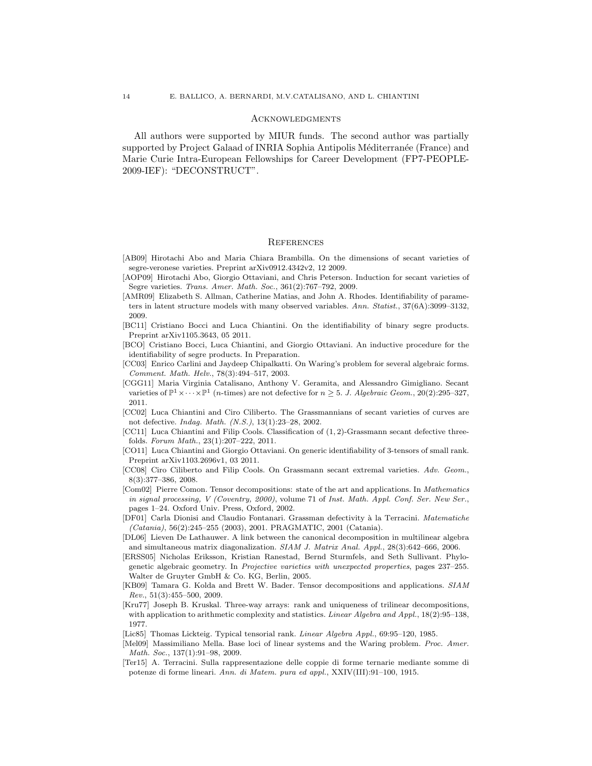## Acknowledgments

All authors were supported by MIUR funds. The second author was partially supported by Project Galaad of INRIA Sophia Antipolis Méditerranée (France) and Marie Curie Intra-European Fellowships for Career Development (FP7-PEOPLE-2009-IEF): "DECONSTRUCT".

## References

[AB09] Hirotachi Abo and Maria Chiara Brambilla. On the dimensions of secant varieties of segre-veronese varieties. Preprint arXiv0912.4342v2, 12 2009.

[AOP09] Hirotachi Abo, Giorgio Ottaviani, and Chris Peterson. Induction for secant varieties of Segre varieties. *Trans. Amer. Math. Soc.*, 361(2):767–792, 2009.

[AMR09] Elizabeth S. Allman, Catherine Matias, and John A. Rhodes. Identifiability of parameters in latent structure models with many observed variables. *Ann. Statist.*, 37(6A):3099–3132, 2009.

[BC11] Cristiano Bocci and Luca Chiantini. On the identifiability of binary segre products. Preprint arXiv1105.3643, 05 2011.

[BCO] Cristiano Bocci, Luca Chiantini, and Giorgio Ottaviani. An inductive procedure for the identifiability of segre products. In Preparation.

[CC03] Enrico Carlini and Jaydeep Chipalkatti. On Waring's problem for several algebraic forms. *Comment. Math. Helv.*, 78(3):494–517, 2003.

[CGG11] Maria Virginia Catalisano, Anthony V. Geramita, and Alessandro Gimigliano. Secant varieties of $\mathbb{P}^1 \times \cdots \times \mathbb{P}^1$ ($n$-times) are not defective for $n \geq 5$. *J. Algebraic Geom.*, 20(2):295–327, 2011.

[CC02] Luca Chiantini and Ciro Ciliberto. The Grassmannians of secant varieties of curves are not defective. *Indag. Math. (N.S.)*, 13(1):23–28, 2002.

[CC11] Luca Chiantini and Filip Cools. Classification of $(1, 2)$-Grassmann secant defective threefolds. *Forum Math.*, 23(1):207–222, 2011.

[CO11] Luca Chiantini and Giorgio Ottaviani. On generic identifiability of 3-tensors of small rank. Preprint arXiv1103.2696v1, 03 2011.

[CC08] Ciro Ciliberto and Filip Cools. On Grassmann secant extremal varieties. *Adv. Geom.*, 8(3):377–386, 2008.

[Com02] Pierre Comon. Tensor decompositions: state of the art and applications. In *Mathematics in signal processing, V (Coventry, 2000)*, volume 71 of *Inst. Math. Appl. Conf. Ser. New Ser.*, pages 1–24. Oxford Univ. Press, Oxford, 2002.

[DF01] Carla Dionisi and Claudio Fontanari. Grassman defectivity à la Terracini. *Matematiche (Catania)*, 56(2):245–255 (2003), 2001. PRAGMATIC, 2001 (Catania).

[DL06] Lieven De Lathauwer. A link between the canonical decomposition in multilinear algebra and simultaneous matrix diagonalization. *SIAM J. Matrix Anal. Appl.*, 28(3):642–666, 2006.

[ERSS05] Nicholas Eriksson, Kristian Ranestad, Bernd Sturmfels, and Seth Sullivant. Phylogenetic algebraic geometry. In *Projective varieties with unexpected properties*, pages 237–255. Walter de Gruyter GmbH & Co. KG, Berlin, 2005.

[KB09] Tamara G. Kolda and Brett W. Bader. Tensor decompositions and applications. *SIAM Rev.*, 51(3):455–500, 2009.

[Kru77] Joseph B. Kruskal. Three-way arrays: rank and uniqueness of trilinear decompositions, with application to arithmetic complexity and statistics. *Linear Algebra and Appl.*, 18(2):95–138, 1977.

[Lic85] Thomas Lickteig. Typical tensorial rank. *Linear Algebra Appl.*, 69:95–120, 1985.

[Mel09] Massimiliano Mella. Base loci of linear systems and the Waring problem. *Proc. Amer. Math. Soc.*, 137(1):91–98, 2009.

[Ter15] A. Terracini. Sulla rappresentazione delle coppie di forme ternarie mediante somme di potenze di forme lineari. *Ann. di Matem. pura ed appl.*, XXIV(III):91–100, 1915.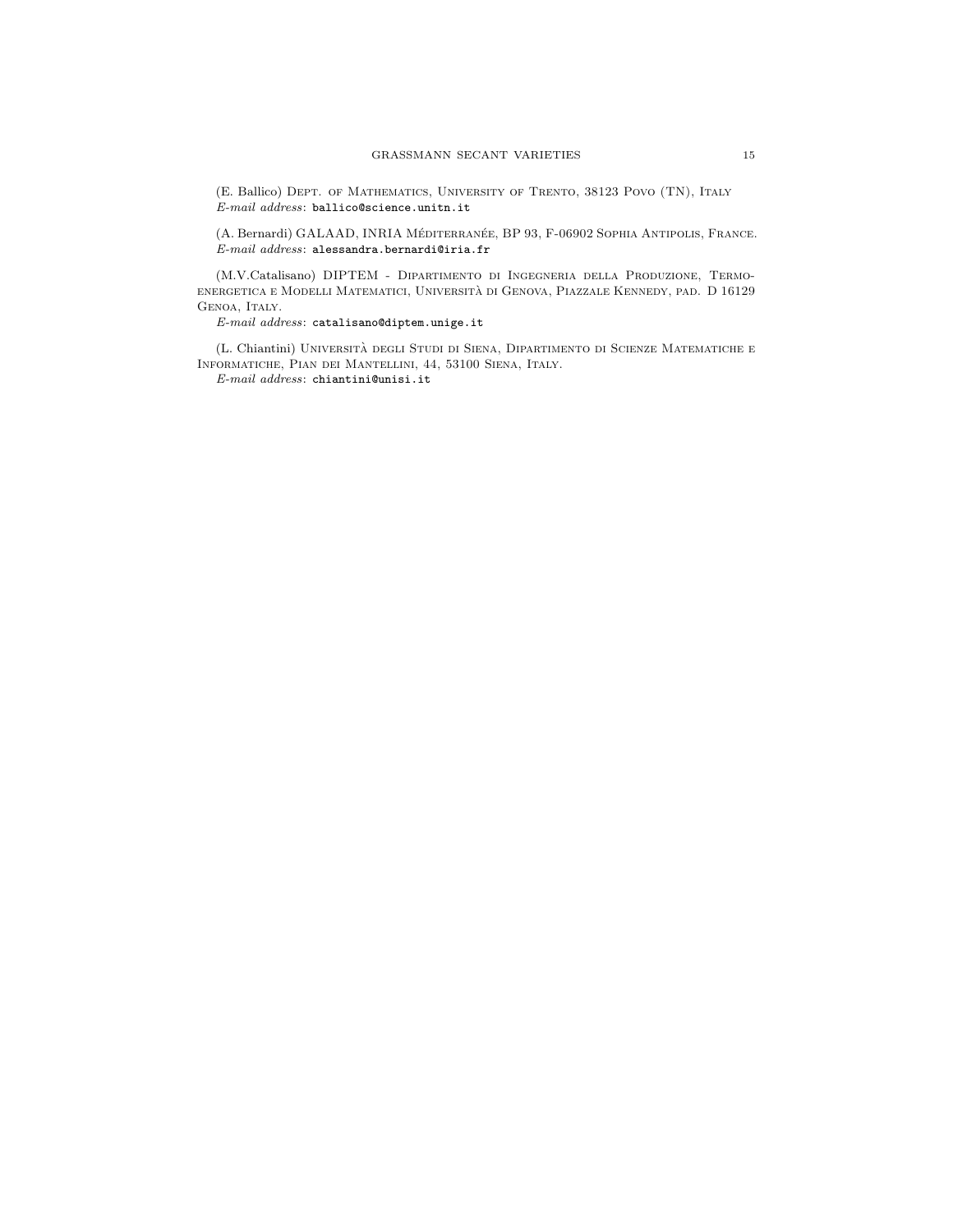(E. Ballico) Dept. of Mathematics, University of Trento, 38123 Povo (TN), Italy
*E-mail address*: ballico@science.unitn.it

(A. Bernardi) GALAAD, INRIA Méditerranée, BP 93, F-06902 Sophia Antipolis, France.
*E-mail address*: alessandra.bernardi@iria.fr

(M.V.Catalisano) DIPTEM - Dipartimento di Ingegneria della Produzione, Termoenergetica e Modelli Matematici, Università di Genova, Piazzale Kennedy, pad. D 16129 Genoa, Italy.
*E-mail address*: catalisano@diptem.unige.it

(L. Chiantini) Università degli Studi di Siena, Dipartimento di Scienze Matematiche e Informatiche, Pian dei Mantellini, 44, 53100 Siena, Italy.
*E-mail address*: chiantini@unisi.it